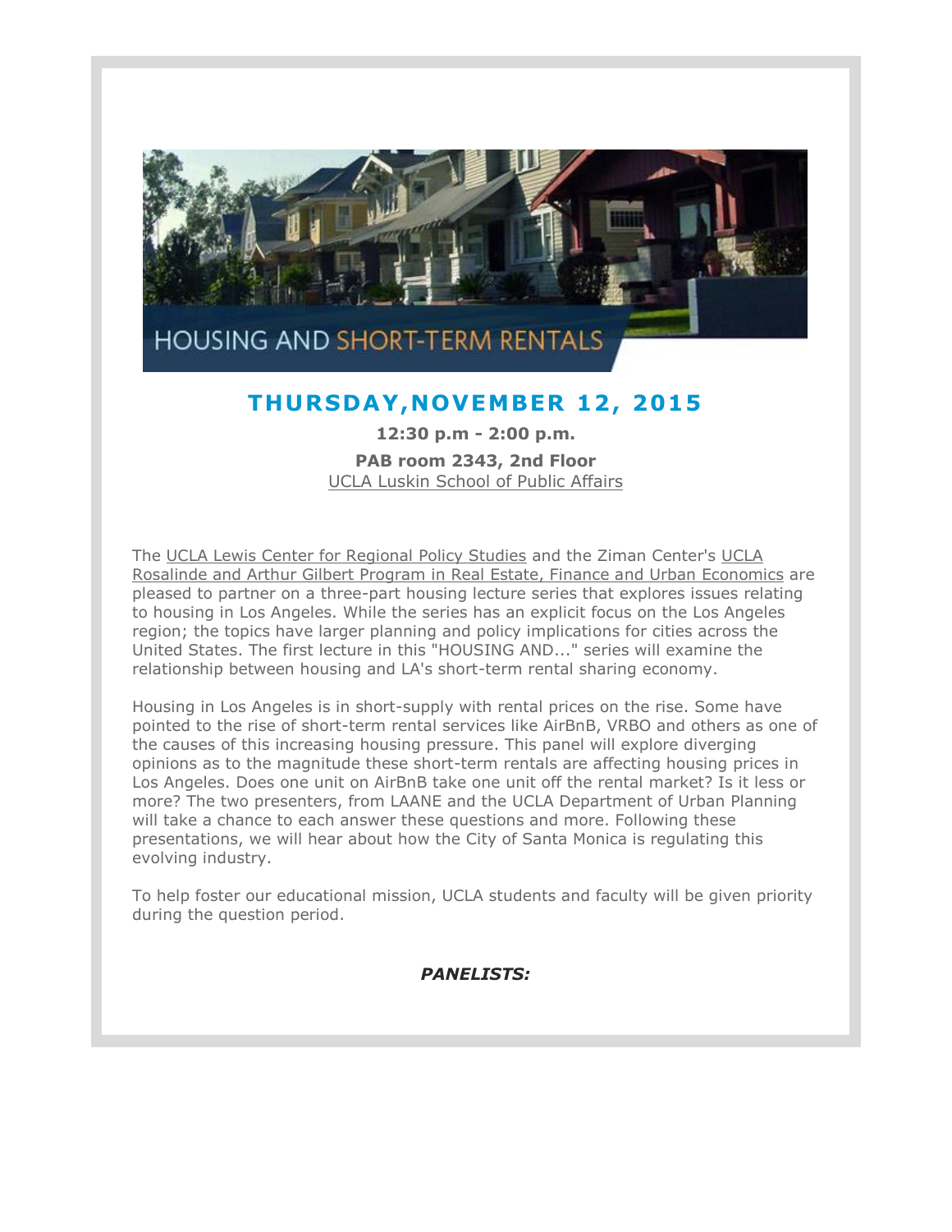# HOUSING AND SHORT-TERM RENTALS

## THURSDAY,NOVEMBER 12, 2015

**12:30 p.m - 2:00 p.m.**

**PAB room 2343, 2nd Floor**

UCLA Luskin School of Public Affairs

The UCLA Lewis Center for Regional Policy Studies and the Ziman Center's UCLA Rosalinde and Arthur Gilbert Program in Real Estate, Finance and Urban Economics are pleased to partner on a three-part housing lecture series that explores issues relating to housing in Los Angeles. While the series has an explicit focus on the Los Angeles region; the topics have larger planning and policy implications for cities across the United States. The first lecture in this "HOUSING AND..." series will examine the relationship between housing and LA's short-term rental sharing economy.

Housing in Los Angeles is in short-supply with rental prices on the rise. Some have pointed to the rise of short-term rental services like AirBnB, VRBO and others as one of the causes of this increasing housing pressure. This panel will explore diverging opinions as to the magnitude these short-term rentals are affecting housing prices in Los Angeles. Does one unit on AirBnB take one unit off the rental market? Is it less or more? The two presenters, from LAANE and the UCLA Department of Urban Planning will take a chance to each answer these questions and more. Following these presentations, we will hear about how the City of Santa Monica is regulating this evolving industry.

To help foster our educational mission, UCLA students and faculty will be given priority during the question period.

***PANELISTS:***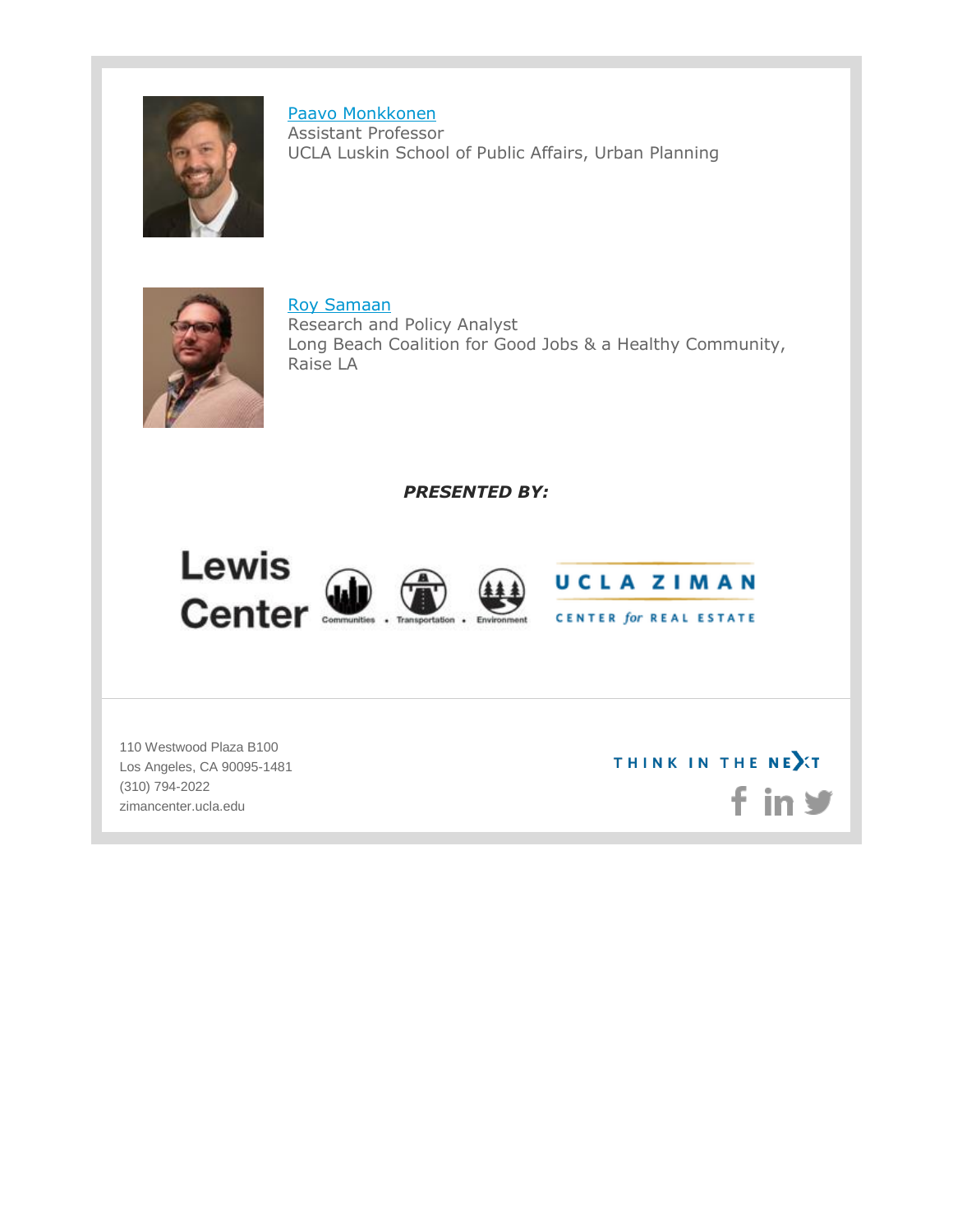[Paavo Monkkonen]
Assistant Professor
UCLA Luskin School of Public Affairs, Urban Planning

[Roy Samaan]
Research and Policy Analyst
Long Beach Coalition for Good Jobs & a Healthy Community, Raise LA

***PRESENTED BY:***

Lewis Center
Communities • Transportation • Environment

UCLA ZIMAN
CENTER *for* REAL ESTATE

110 Westwood Plaza B100
Los Angeles, CA 90095-1481
(310) 794-2022
zimancenter.ucla.edu

THINK IN THE NEXT